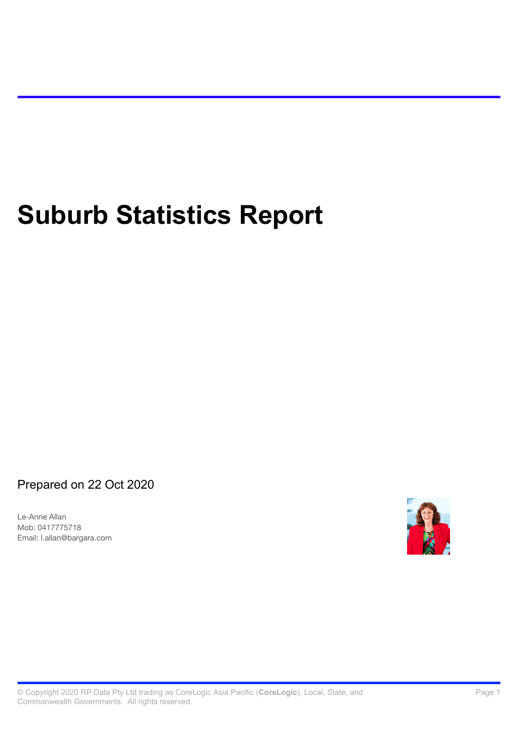# Suburb Statistics Report

Prepared on 22 Oct 2020

Le-Anne Allan
Mob: 0417775718
Email: l.allan@bargara.com

© Copyright 2020 RP Data Pty Ltd trading as CoreLogic Asia Pacific (**CoreLogic**), Local, State, and Commonwealth Governments. All rights reserved.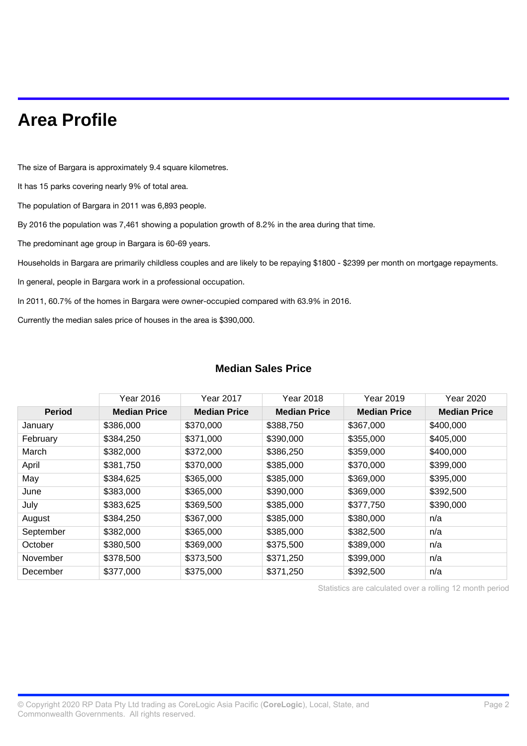# Area Profile

The size of Bargara is approximately 9.4 square kilometres.

It has 15 parks covering nearly 9% of total area.

The population of Bargara in 2011 was 6,893 people.

By 2016 the population was 7,461 showing a population growth of 8.2% in the area during that time.

The predominant age group in Bargara is 60-69 years.

Households in Bargara are primarily childless couples and are likely to be repaying $1800 - $2399 per month on mortgage repayments.

In general, people in Bargara work in a professional occupation.

In 2011, 60.7% of the homes in Bargara were owner-occupied compared with 63.9% in 2016.

Currently the median sales price of houses in the area is $390,000.

## Median Sales Price

| | Year 2016 | Year 2017 | Year 2018 | Year 2019 | Year 2020 |
|---|---|---|---|---|---|
| **Period** | **Median Price** | **Median Price** | **Median Price** | **Median Price** | **Median Price** |
| January | $386,000 | $370,000 | $388,750 | $367,000 | $400,000 |
| February | $384,250 | $371,000 | $390,000 | $355,000 | $405,000 |
| March | $382,000 | $372,000 | $386,250 | $359,000 | $400,000 |
| April | $381,750 | $370,000 | $385,000 | $370,000 | $399,000 |
| May | $384,625 | $365,000 | $385,000 | $369,000 | $395,000 |
| June | $383,000 | $365,000 | $390,000 | $369,000 | $392,500 |
| July | $383,625 | $369,500 | $385,000 | $377,750 | $390,000 |
| August | $384,250 | $367,000 | $385,000 | $380,000 | n/a |
| September | $382,000 | $365,000 | $385,000 | $382,500 | n/a |
| October | $380,500 | $369,000 | $375,500 | $389,000 | n/a |
| November | $378,500 | $373,500 | $371,250 | $399,000 | n/a |
| December | $377,000 | $375,000 | $371,250 | $392,500 | n/a |

Statistics are calculated over a rolling 12 month period

© Copyright 2020 RP Data Pty Ltd trading as CoreLogic Asia Pacific (**CoreLogic**), Local, State, and Commonwealth Governments. All rights reserved.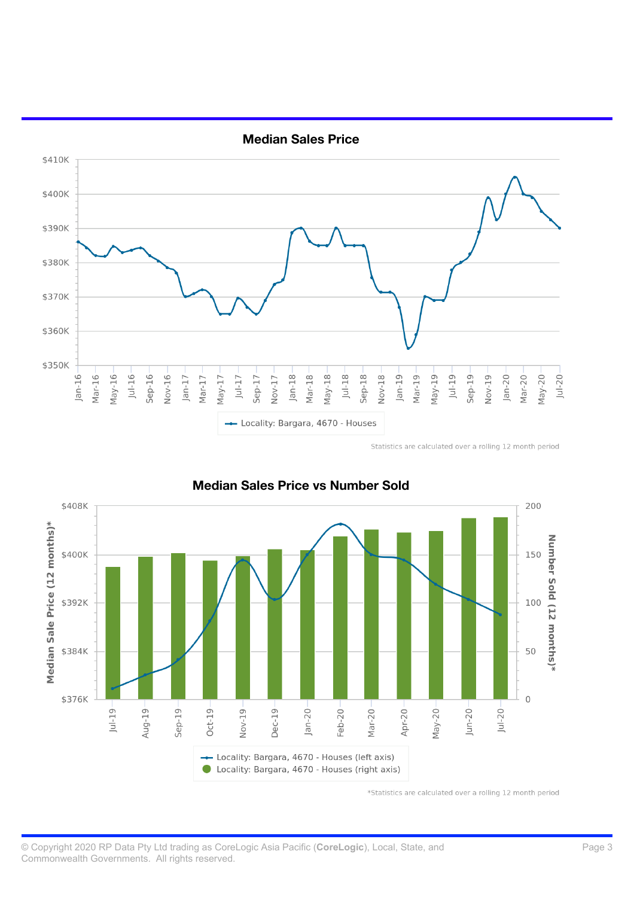## Median Sales Price

$410K
$400K
$390K
$380K
$370K
$360K
$350K

Jan-16 Mar-16 May-16 Jul-16 Sep-16 Nov-16 Jan-17 Mar-17 May-17 Jul-17 Sep-17 Nov-17 Jan-18 Mar-18 May-18 Jul-18 Sep-18 Nov-18 Jan-19 Mar-19 May-19 Jul-19 Sep-19 Nov-19 Jan-20 Mar-20 May-20 Jul-20

Locality: Bargara, 4670 - Houses

Statistics are calculated over a rolling 12 month period

## Median Sales Price vs Number Sold

Median Sale Price (12 months)*

$408K
$400K
$392K
$384K
$376K

Number Sold (12 months)*

200
150
100
50
0

Jul-19 Aug-19 Sep-19 Oct-19 Nov-19 Dec-19 Jan-20 Feb-20 Mar-20 Apr-20 May-20 Jun-20 Jul-20

Locality: Bargara, 4670 - Houses (left axis)
Locality: Bargara, 4670 - Houses (right axis)

*Statistics are calculated over a rolling 12 month period

© Copyright 2020 RP Data Pty Ltd trading as CoreLogic Asia Pacific (**CoreLogic**), Local, State, and Commonwealth Governments. All rights reserved.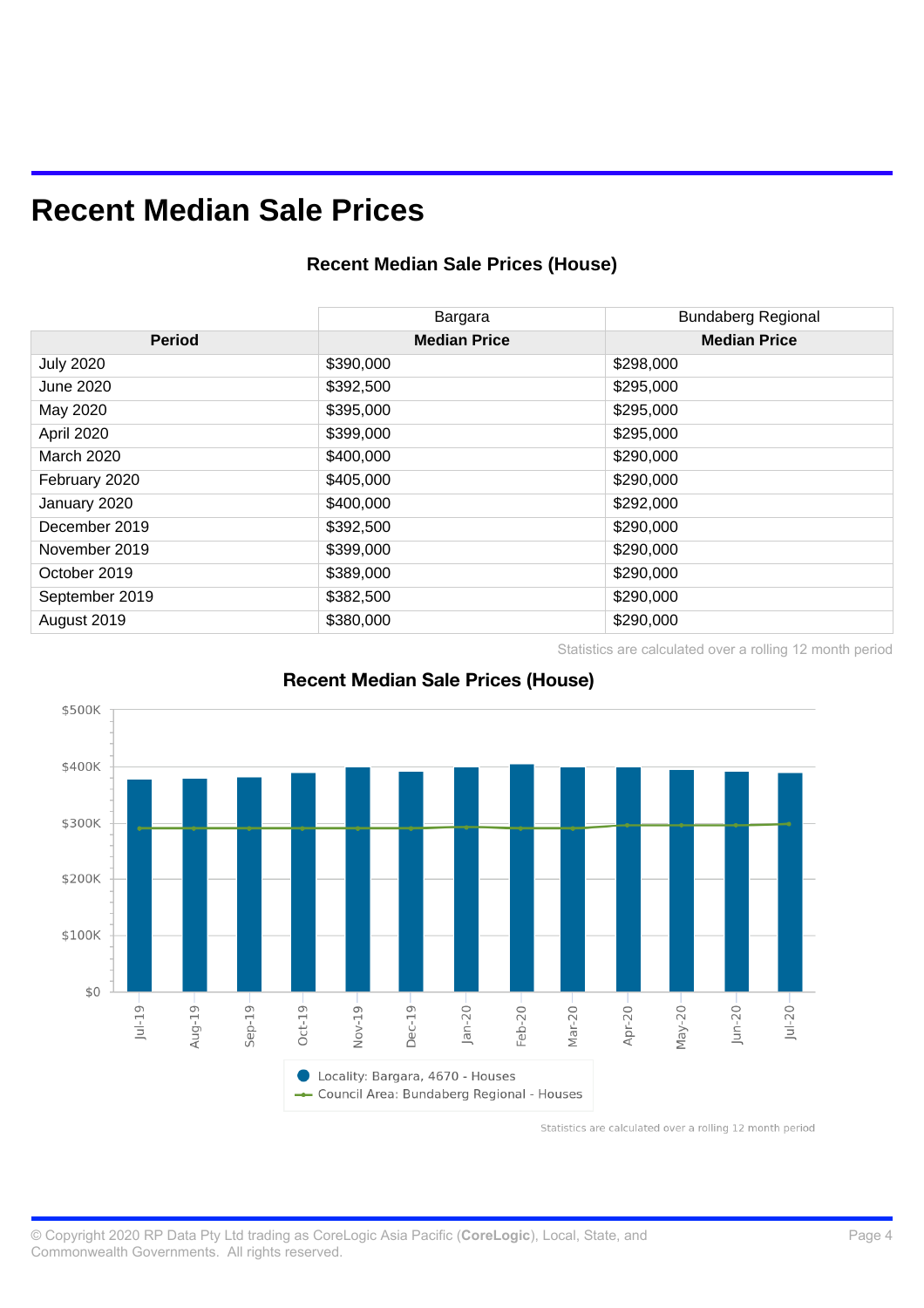# Recent Median Sale Prices

### Recent Median Sale Prices (House)

| | Bargara | Bundaberg Regional |
|---|---|---|
| **Period** | **Median Price** | **Median Price** |
| July 2020 | $390,000 | $298,000 |
| June 2020 | $392,500 | $295,000 |
| May 2020 | $395,000 | $295,000 |
| April 2020 | $399,000 | $295,000 |
| March 2020 | $400,000 | $290,000 |
| February 2020 | $405,000 | $290,000 |
| January 2020 | $400,000 | $292,000 |
| December 2019 | $392,500 | $290,000 |
| November 2019 | $399,000 | $290,000 |
| October 2019 | $389,000 | $290,000 |
| September 2019 | $382,500 | $290,000 |
| August 2019 | $380,000 | $290,000 |

Statistics are calculated over a rolling 12 month period

### Recent Median Sale Prices (House)

$500K
$400K
$300K
$200K
$100K
$0

Jul-19 Aug-19 Sep-19 Oct-19 Nov-19 Dec-19 Jan-20 Feb-20 Mar-20 Apr-20 May-20 Jun-20 Jul-20

Locality: Bargara, 4670 - Houses
Council Area: Bundaberg Regional - Houses

Statistics are calculated over a rolling 12 month period

© Copyright 2020 RP Data Pty Ltd trading as CoreLogic Asia Pacific (**CoreLogic**), Local, State, and Commonwealth Governments. All rights reserved.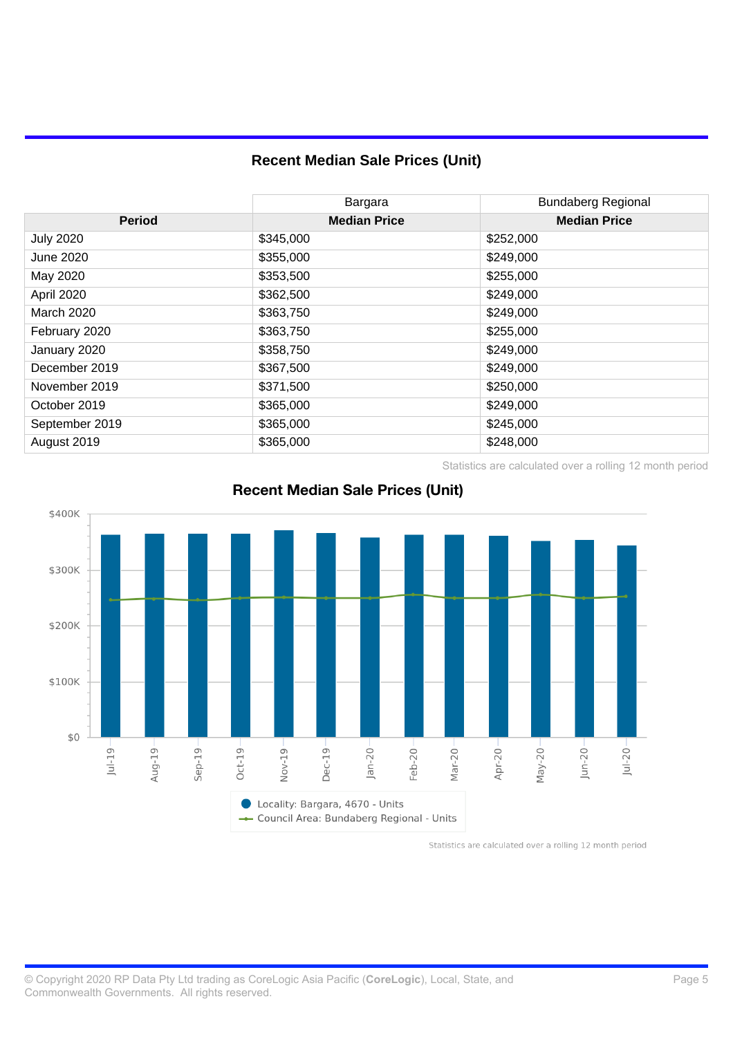## Recent Median Sale Prices (Unit)

| | Bargara | Bundaberg Regional |
|---|---|---|
| **Period** | **Median Price** | **Median Price** |
| July 2020 | $345,000 | $252,000 |
| June 2020 | $355,000 | $249,000 |
| May 2020 | $353,500 | $255,000 |
| April 2020 | $362,500 | $249,000 |
| March 2020 | $363,750 | $249,000 |
| February 2020 | $363,750 | $255,000 |
| January 2020 | $358,750 | $249,000 |
| December 2019 | $367,500 | $249,000 |
| November 2019 | $371,500 | $250,000 |
| October 2019 | $365,000 | $249,000 |
| September 2019 | $365,000 | $245,000 |
| August 2019 | $365,000 | $248,000 |

Statistics are calculated over a rolling 12 month period

## Recent Median Sale Prices (Unit)

$400K
$300K
$200K
$100K
$0

Jul-19, Aug-19, Sep-19, Oct-19, Nov-19, Dec-19, Jan-20, Feb-20, Mar-20, Apr-20, May-20, Jun-20, Jul-20

Locality: Bargara, 4670 - Units
Council Area: Bundaberg Regional - Units

Statistics are calculated over a rolling 12 month period

© Copyright 2020 RP Data Pty Ltd trading as CoreLogic Asia Pacific (**CoreLogic**), Local, State, and Commonwealth Governments. All rights reserved.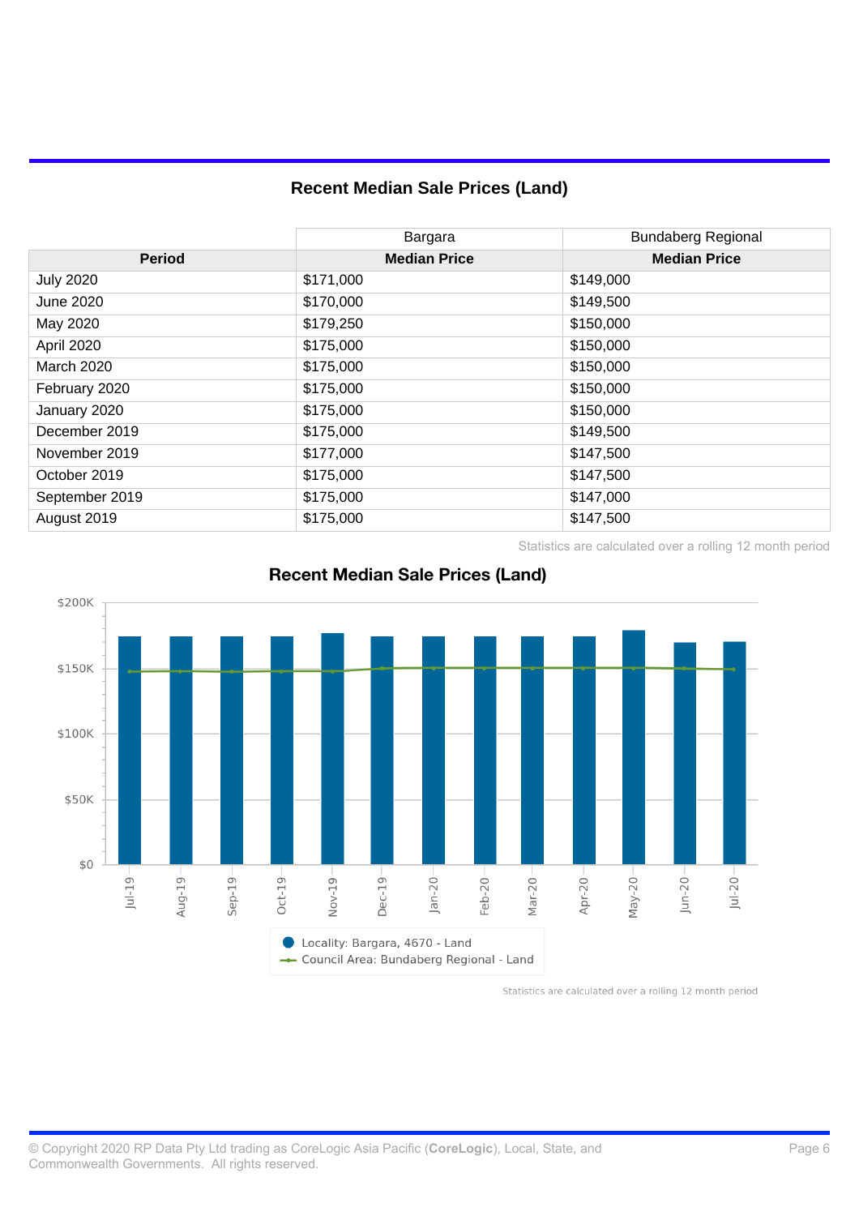## Recent Median Sale Prices (Land)

| | Bargara | Bundaberg Regional |
|---|---|---|
| **Period** | **Median Price** | **Median Price** |
| July 2020 | $171,000 | $149,000 |
| June 2020 | $170,000 | $149,500 |
| May 2020 | $179,250 | $150,000 |
| April 2020 | $175,000 | $150,000 |
| March 2020 | $175,000 | $150,000 |
| February 2020 | $175,000 | $150,000 |
| January 2020 | $175,000 | $150,000 |
| December 2019 | $175,000 | $149,500 |
| November 2019 | $177,000 | $147,500 |
| October 2019 | $175,000 | $147,500 |
| September 2019 | $175,000 | $147,000 |
| August 2019 | $175,000 | $147,500 |

Statistics are calculated over a rolling 12 month period

## Recent Median Sale Prices (Land)

$200K
$150K
$100K
$50K
$0

Jul-19 Aug-19 Sep-19 Oct-19 Nov-19 Dec-19 Jan-20 Feb-20 Mar-20 Apr-20 May-20 Jun-20 Jul-20

Locality: Bargara, 4670 - Land
Council Area: Bundaberg Regional - Land

Statistics are calculated over a rolling 12 month period

© Copyright 2020 RP Data Pty Ltd trading as CoreLogic Asia Pacific (**CoreLogic**), Local, State, and Commonwealth Governments. All rights reserved.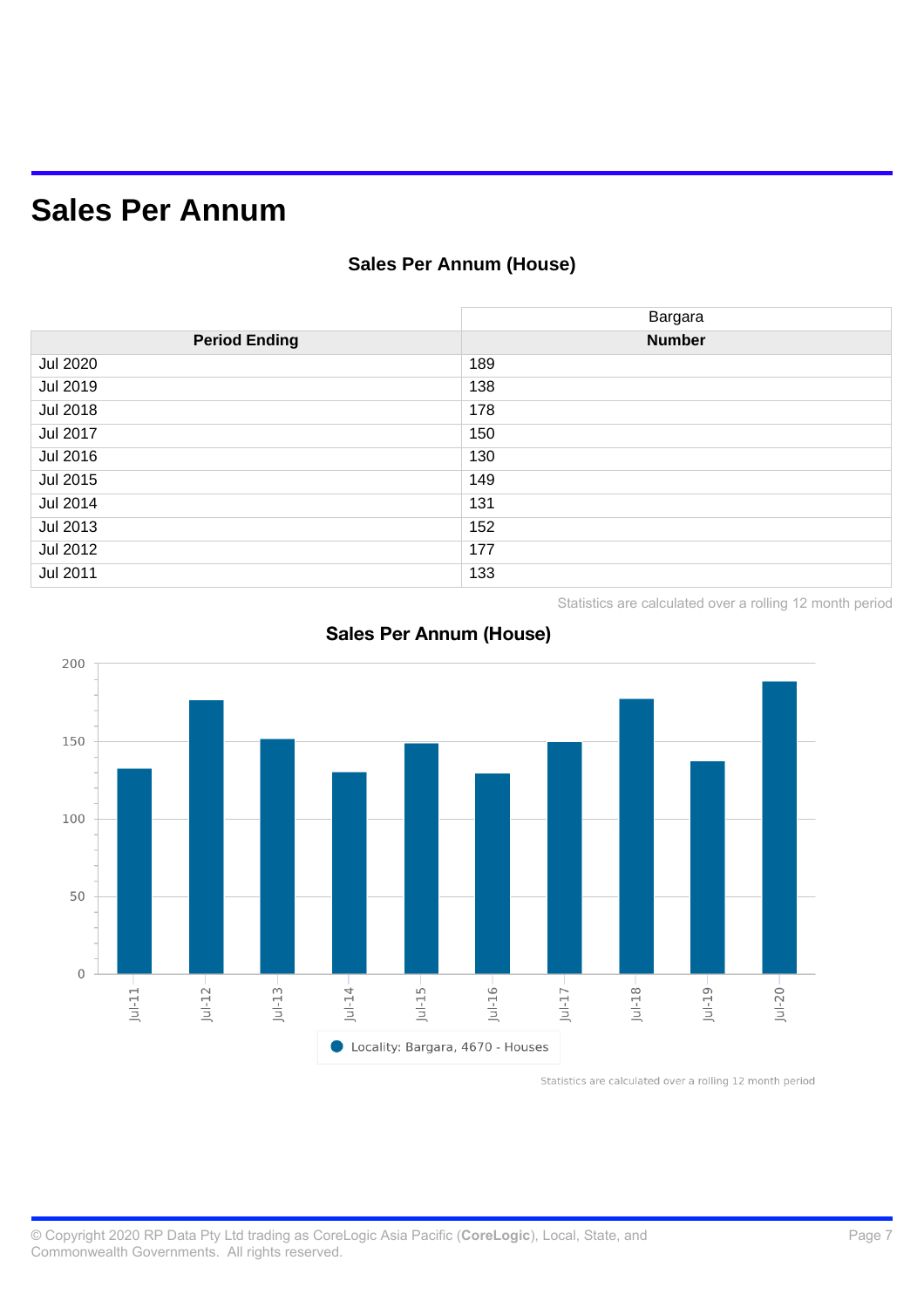# Sales Per Annum

### Sales Per Annum (House)

| | Bargara |
|---|---|
| **Period Ending** | **Number** |
| Jul 2020 | 189 |
| Jul 2019 | 138 |
| Jul 2018 | 178 |
| Jul 2017 | 150 |
| Jul 2016 | 130 |
| Jul 2015 | 149 |
| Jul 2014 | 131 |
| Jul 2013 | 152 |
| Jul 2012 | 177 |
| Jul 2011 | 133 |

Statistics are calculated over a rolling 12 month period

### Sales Per Annum (House)

200
150
100
50
0

Jul-11 Jul-12 Jul-13 Jul-14 Jul-15 Jul-16 Jul-17 Jul-18 Jul-19 Jul-20

Locality: Bargara, 4670 - Houses

Statistics are calculated over a rolling 12 month period

© Copyright 2020 RP Data Pty Ltd trading as CoreLogic Asia Pacific (**CoreLogic**), Local, State, and Commonwealth Governments. All rights reserved.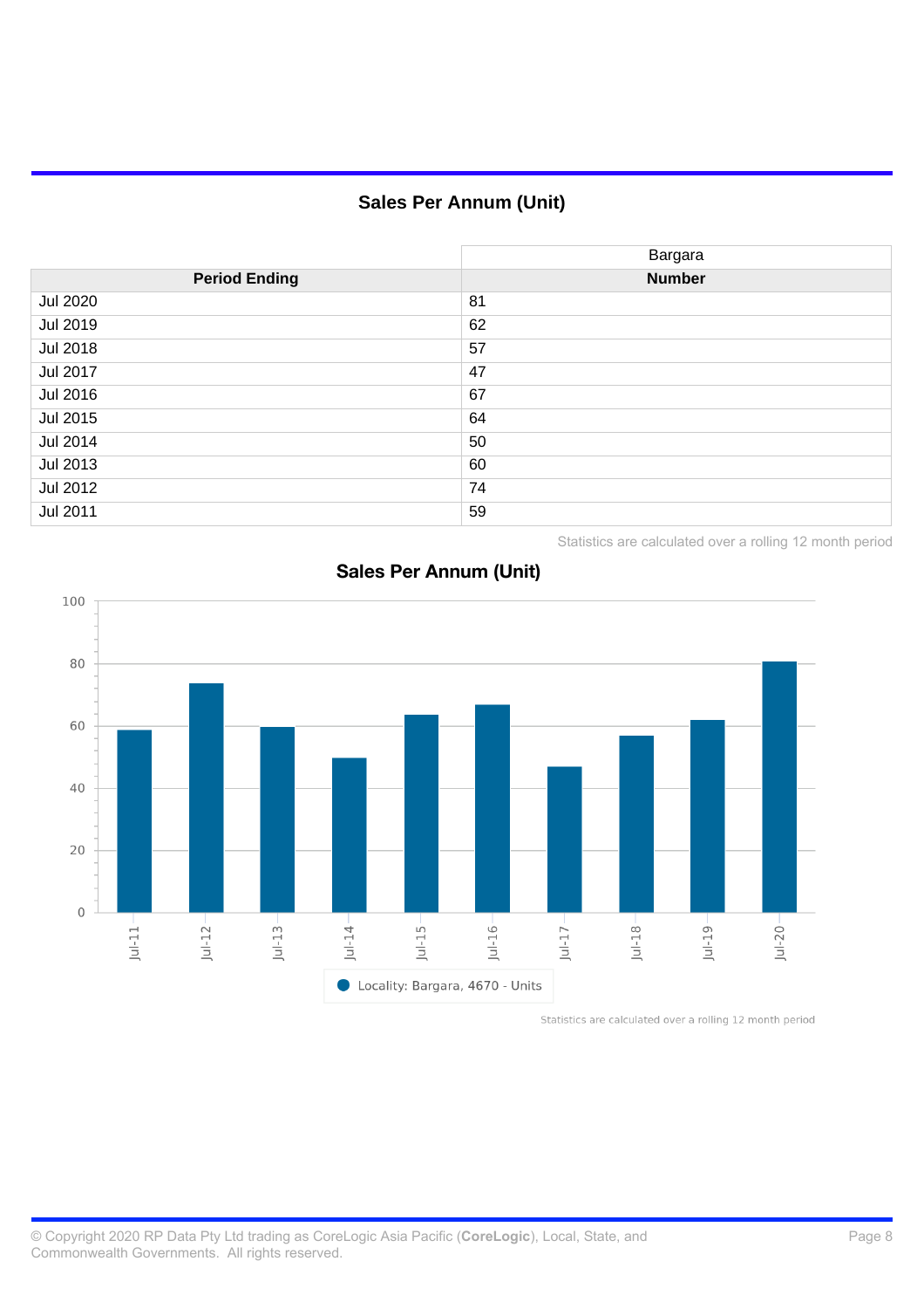## Sales Per Annum (Unit)

| | Bargara |
|---|---|
| **Period Ending** | **Number** |
| Jul 2020 | 81 |
| Jul 2019 | 62 |
| Jul 2018 | 57 |
| Jul 2017 | 47 |
| Jul 2016 | 67 |
| Jul 2015 | 64 |
| Jul 2014 | 50 |
| Jul 2013 | 60 |
| Jul 2012 | 74 |
| Jul 2011 | 59 |

Statistics are calculated over a rolling 12 month period

## Sales Per Annum (Unit)

Locality: Bargara, 4670 - Units

Statistics are calculated over a rolling 12 month period

© Copyright 2020 RP Data Pty Ltd trading as CoreLogic Asia Pacific (**CoreLogic**), Local, State, and Commonwealth Governments. All rights reserved.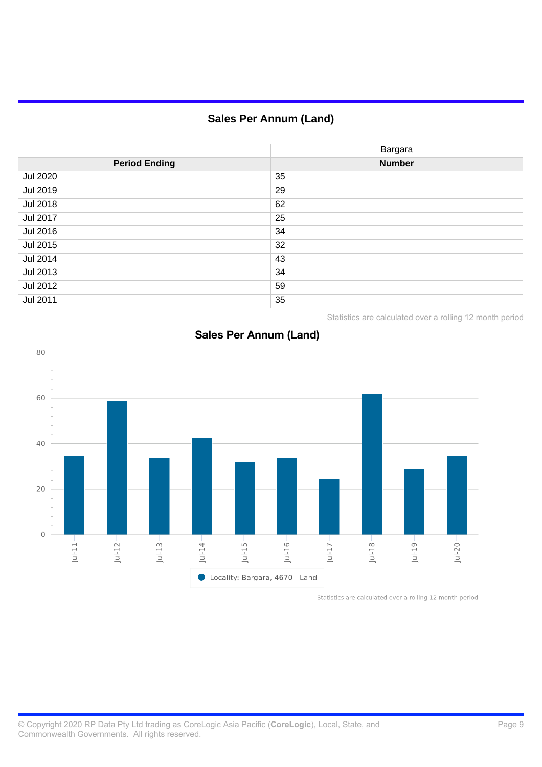## Sales Per Annum (Land)

| | Bargara |
|---|---|
| **Period Ending** | **Number** |
| Jul 2020 | 35 |
| Jul 2019 | 29 |
| Jul 2018 | 62 |
| Jul 2017 | 25 |
| Jul 2016 | 34 |
| Jul 2015 | 32 |
| Jul 2014 | 43 |
| Jul 2013 | 34 |
| Jul 2012 | 59 |
| Jul 2011 | 35 |

Statistics are calculated over a rolling 12 month period

## Sales Per Annum (Land)

80
60
40
20
0

Jul-11 Jul-12 Jul-13 Jul-14 Jul-15 Jul-16 Jul-17 Jul-18 Jul-19 Jul-20

Locality: Bargara, 4670 - Land

Statistics are calculated over a rolling 12 month period

© Copyright 2020 RP Data Pty Ltd trading as CoreLogic Asia Pacific (**CoreLogic**), Local, State, and Commonwealth Governments. All rights reserved.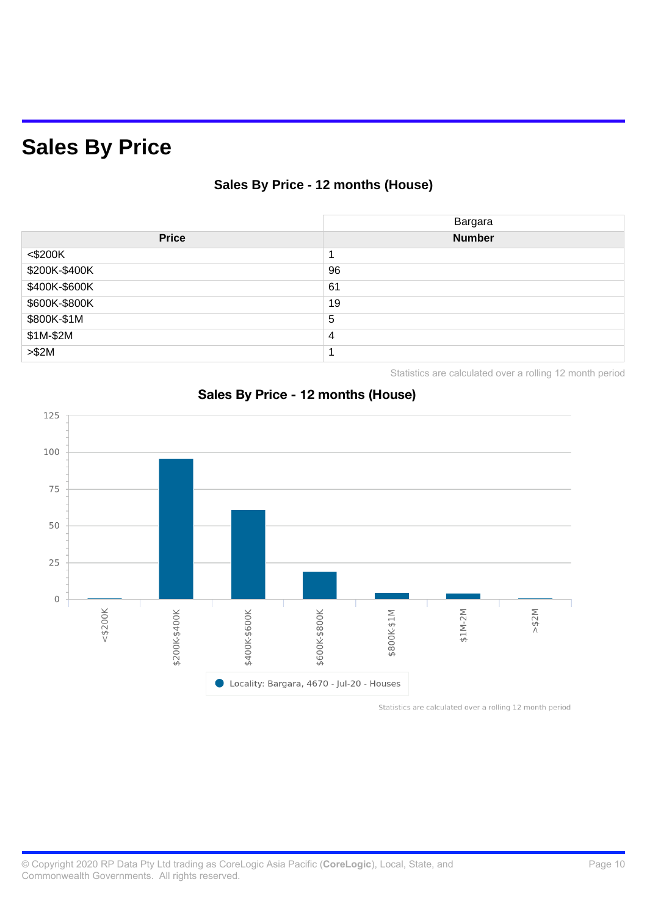# Sales By Price

### Sales By Price - 12 months (House)

| | Bargara |
|---|---|
| **Price** | **Number** |
| <$200K | 1 |
| $200K-$400K | 96 |
| $400K-$600K | 61 |
| $600K-$800K | 19 |
| $800K-$1M | 5 |
| $1M-$2M | 4 |
| >$2M | 1 |

Statistics are calculated over a rolling 12 month period

### Sales By Price - 12 months (House)

Locality: Bargara, 4670 - Jul-20 - Houses

Statistics are calculated over a rolling 12 month period

© Copyright 2020 RP Data Pty Ltd trading as CoreLogic Asia Pacific (**CoreLogic**), Local, State, and Commonwealth Governments. All rights reserved.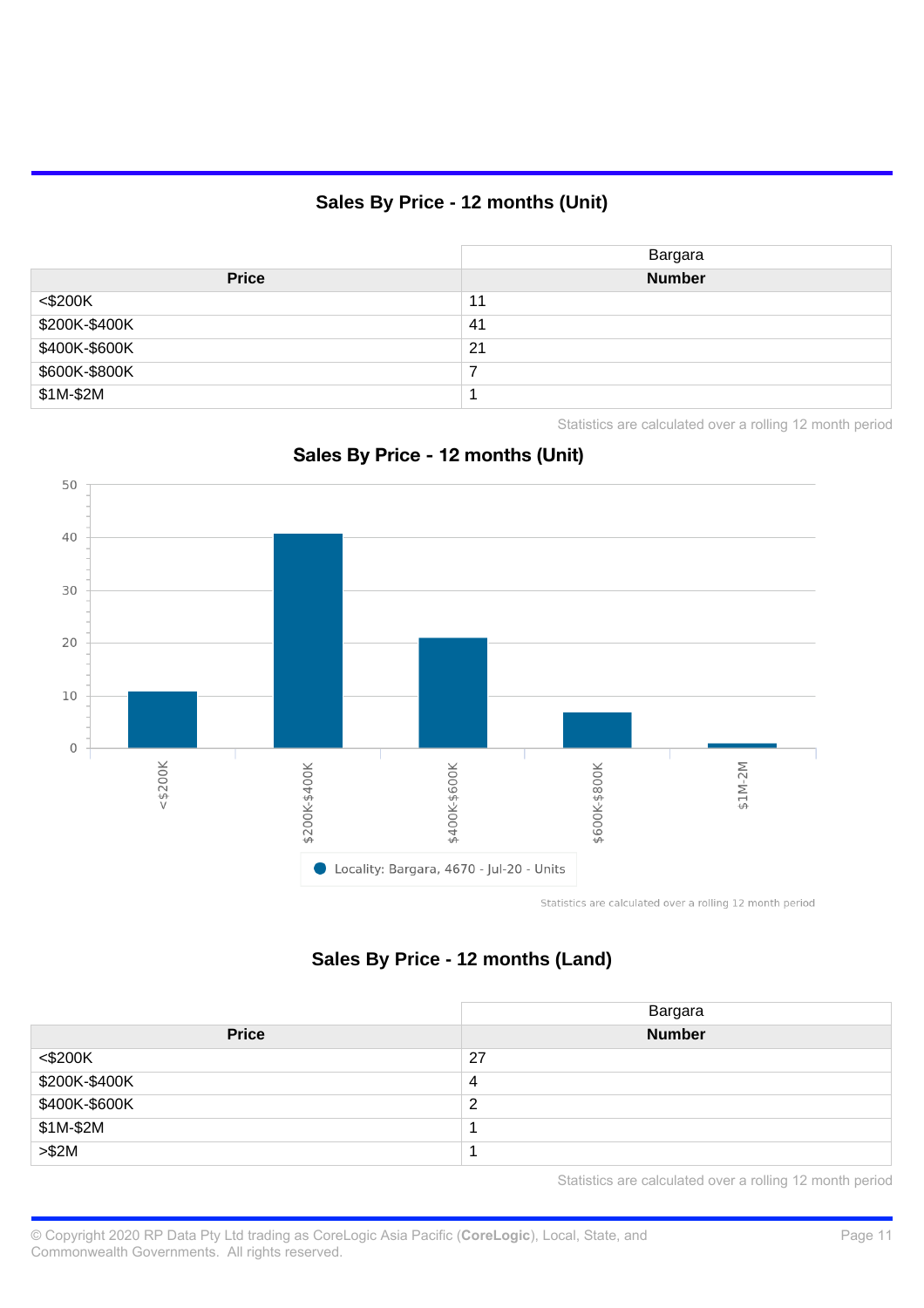## Sales By Price - 12 months (Unit)

| | Bargara |
|---|---|
| **Price** | **Number** |
| <$200K | 11 |
| $200K-$400K | 41 |
| $400K-$600K | 21 |
| $600K-$800K | 7 |
| $1M-$2M | 1 |

Statistics are calculated over a rolling 12 month period

## Sales By Price - 12 months (Unit)

50
40
30
20
10
0

<$200K
$200K-$400K
$400K-$600K
$600K-$800K
$1M-2M

Locality: Bargara, 4670 - Jul-20 - Units

Statistics are calculated over a rolling 12 month period

## Sales By Price - 12 months (Land)

| | Bargara |
|---|---|
| **Price** | **Number** |
| <$200K | 27 |
| $200K-$400K | 4 |
| $400K-$600K | 2 |
| $1M-$2M | 1 |
| >$2M | 1 |

Statistics are calculated over a rolling 12 month period

© Copyright 2020 RP Data Pty Ltd trading as CoreLogic Asia Pacific (**CoreLogic**), Local, State, and Commonwealth Governments. All rights reserved.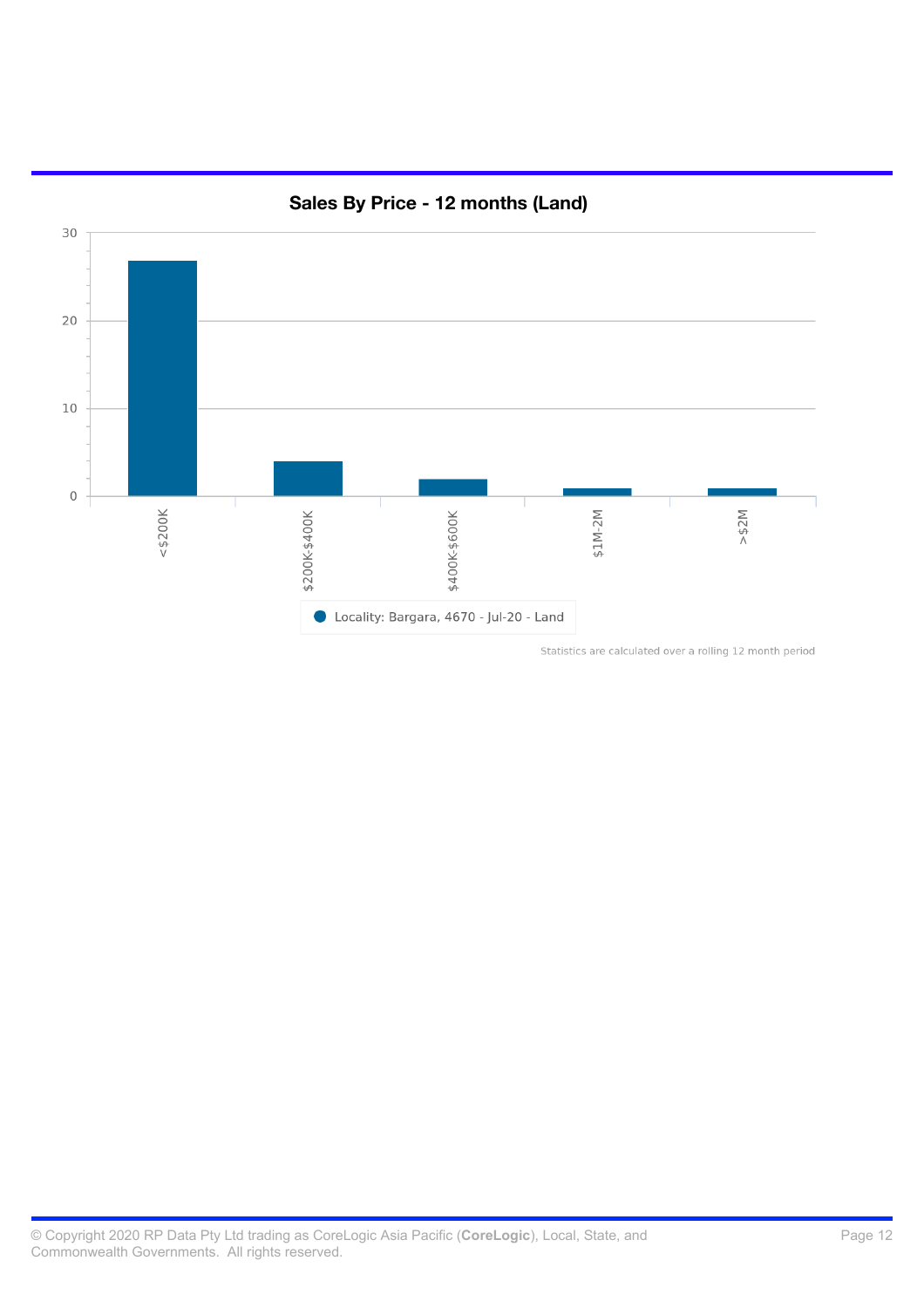## Sales By Price - 12 months (Land)

30
20
10
0

<$200K
$200K-$400K
$400K-$600K
$1M-2M
>$2M

Locality: Bargara, 4670 - Jul-20 - Land

Statistics are calculated over a rolling 12 month period

© Copyright 2020 RP Data Pty Ltd trading as CoreLogic Asia Pacific (**CoreLogic**), Local, State, and Commonwealth Governments. All rights reserved.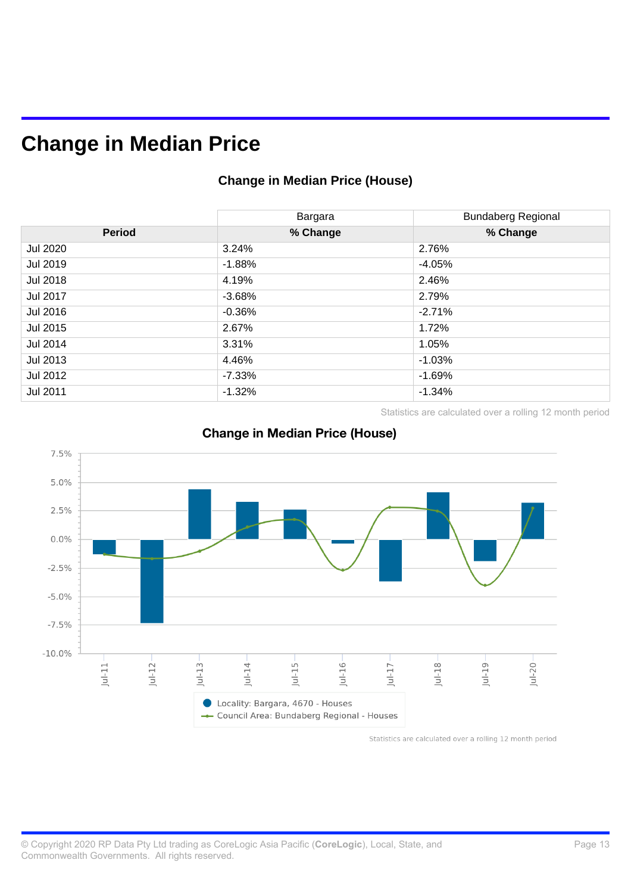# Change in Median Price

### Change in Median Price (House)

| | Bargara | Bundaberg Regional |
|---|---|---|
| **Period** | **% Change** | **% Change** |
| Jul 2020 | 3.24% | 2.76% |
| Jul 2019 | -1.88% | -4.05% |
| Jul 2018 | 4.19% | 2.46% |
| Jul 2017 | -3.68% | 2.79% |
| Jul 2016 | -0.36% | -2.71% |
| Jul 2015 | 2.67% | 1.72% |
| Jul 2014 | 3.31% | 1.05% |
| Jul 2013 | 4.46% | -1.03% |
| Jul 2012 | -7.33% | -1.69% |
| Jul 2011 | -1.32% | -1.34% |

Statistics are calculated over a rolling 12 month period

### Change in Median Price (House)

7.5%
5.0%
2.5%
0.0%
-2.5%
-5.0%
-7.5%
-10.0%

Jul-11 Jul-12 Jul-13 Jul-14 Jul-15 Jul-16 Jul-17 Jul-18 Jul-19 Jul-20

Locality: Bargara, 4670 - Houses
Council Area: Bundaberg Regional - Houses

Statistics are calculated over a rolling 12 month period

© Copyright 2020 RP Data Pty Ltd trading as CoreLogic Asia Pacific (**CoreLogic**), Local, State, and Commonwealth Governments. All rights reserved.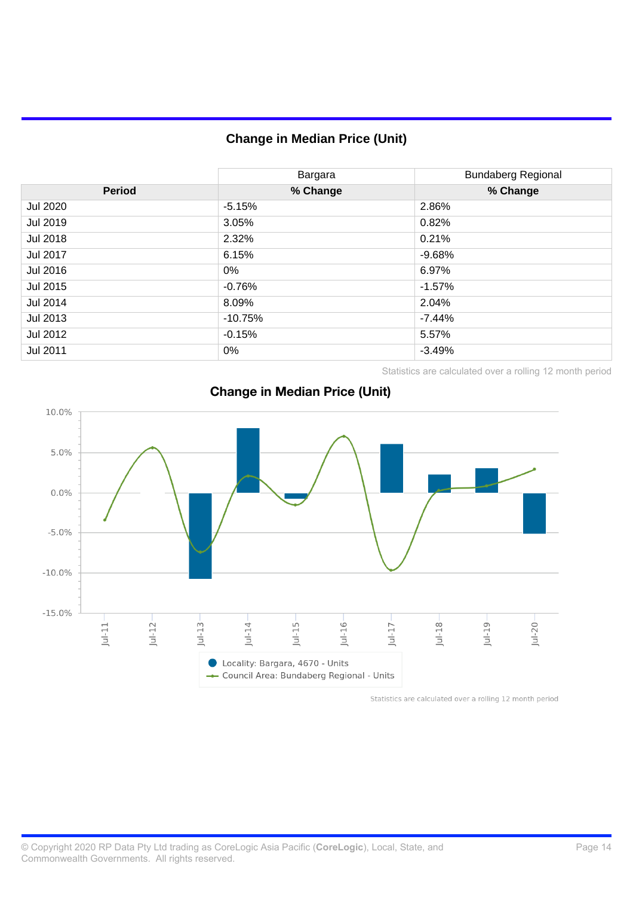## Change in Median Price (Unit)

| | Bargara | Bundaberg Regional |
|---|---|---|
| **Period** | **% Change** | **% Change** |
| Jul 2020 | -5.15% | 2.86% |
| Jul 2019 | 3.05% | 0.82% |
| Jul 2018 | 2.32% | 0.21% |
| Jul 2017 | 6.15% | -9.68% |
| Jul 2016 | 0% | 6.97% |
| Jul 2015 | -0.76% | -1.57% |
| Jul 2014 | 8.09% | 2.04% |
| Jul 2013 | -10.75% | -7.44% |
| Jul 2012 | -0.15% | 5.57% |
| Jul 2011 | 0% | -3.49% |

Statistics are calculated over a rolling 12 month period

## Change in Median Price (Unit)

10.0%
5.0%
0.0%
-5.0%
-10.0%
-15.0%

Jul-11
Jul-12
Jul-13
Jul-14
Jul-15
Jul-16
Jul-17
Jul-18
Jul-19
Jul-20

Locality: Bargara, 4670 - Units
Council Area: Bundaberg Regional - Units

Statistics are calculated over a rolling 12 month period

© Copyright 2020 RP Data Pty Ltd trading as CoreLogic Asia Pacific (**CoreLogic**), Local, State, and Commonwealth Governments. All rights reserved.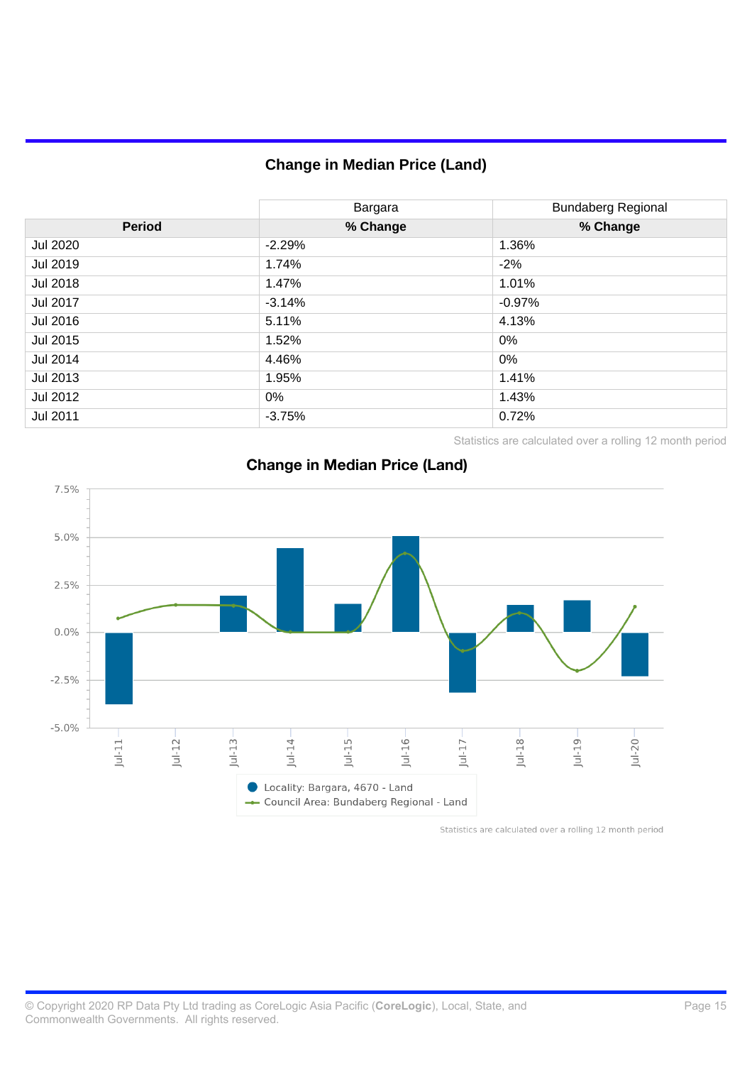## Change in Median Price (Land)

| | Bargara | Bundaberg Regional |
|---|---|---|
| **Period** | **% Change** | **% Change** |
| Jul 2020 | -2.29% | 1.36% |
| Jul 2019 | 1.74% | -2% |
| Jul 2018 | 1.47% | 1.01% |
| Jul 2017 | -3.14% | -0.97% |
| Jul 2016 | 5.11% | 4.13% |
| Jul 2015 | 1.52% | 0% |
| Jul 2014 | 4.46% | 0% |
| Jul 2013 | 1.95% | 1.41% |
| Jul 2012 | 0% | 1.43% |
| Jul 2011 | -3.75% | 0.72% |

Statistics are calculated over a rolling 12 month period

## Change in Median Price (Land)

7.5%
5.0%
2.5%
0.0%
-2.5%
-5.0%

Jul-11 Jul-12 Jul-13 Jul-14 Jul-15 Jul-16 Jul-17 Jul-18 Jul-19 Jul-20

Locality: Bargara, 4670 - Land
Council Area: Bundaberg Regional - Land

Statistics are calculated over a rolling 12 month period

© Copyright 2020 RP Data Pty Ltd trading as CoreLogic Asia Pacific (**CoreLogic**), Local, State, and Commonwealth Governments. All rights reserved.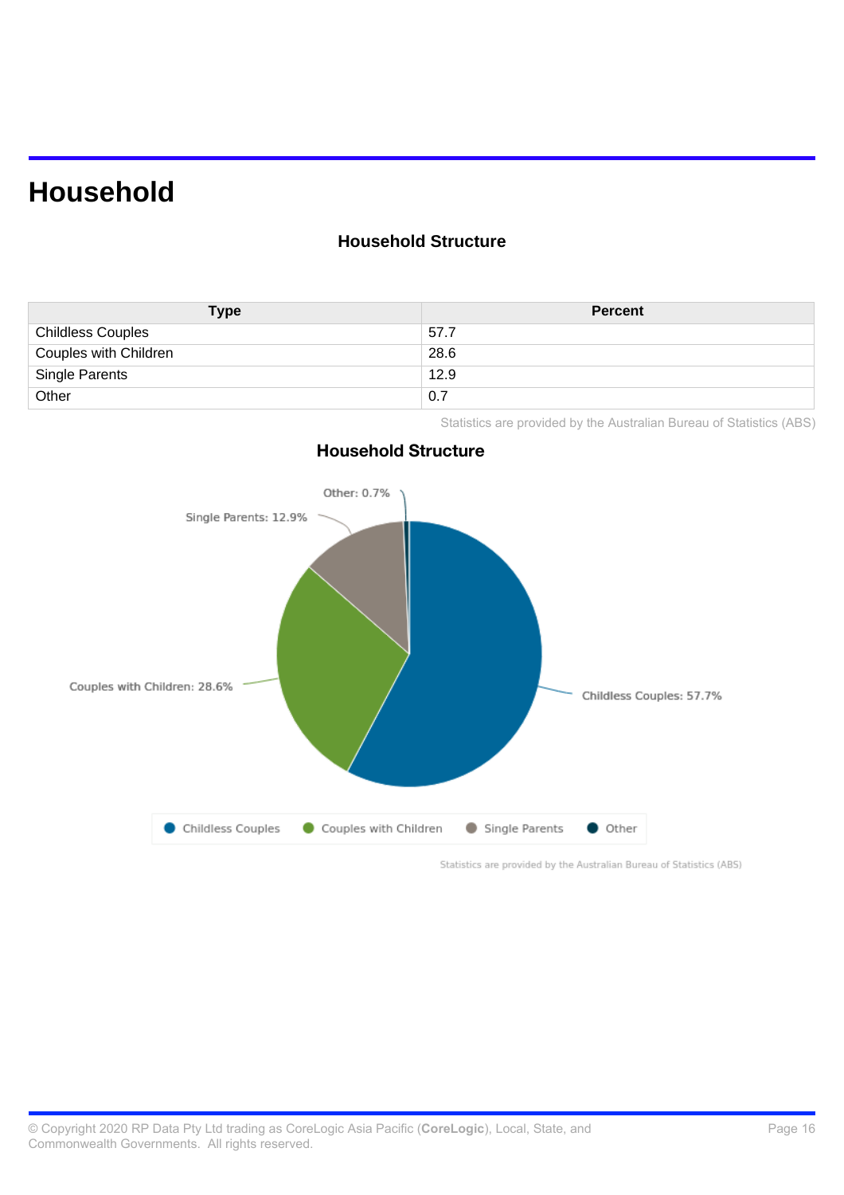# Household

### Household Structure

| Type | Percent |
|---|---|
| Childless Couples | 57.7 |
| Couples with Children | 28.6 |
| Single Parents | 12.9 |
| Other | 0.7 |

Statistics are provided by the Australian Bureau of Statistics (ABS)

### Household Structure

Other: 0.7%

Single Parents: 12.9%

Couples with Children: 28.6%

Childless Couples: 57.7%

Childless Couples  Couples with Children  Single Parents  Other

Statistics are provided by the Australian Bureau of Statistics (ABS)

© Copyright 2020 RP Data Pty Ltd trading as CoreLogic Asia Pacific (**CoreLogic**), Local, State, and Commonwealth Governments. All rights reserved.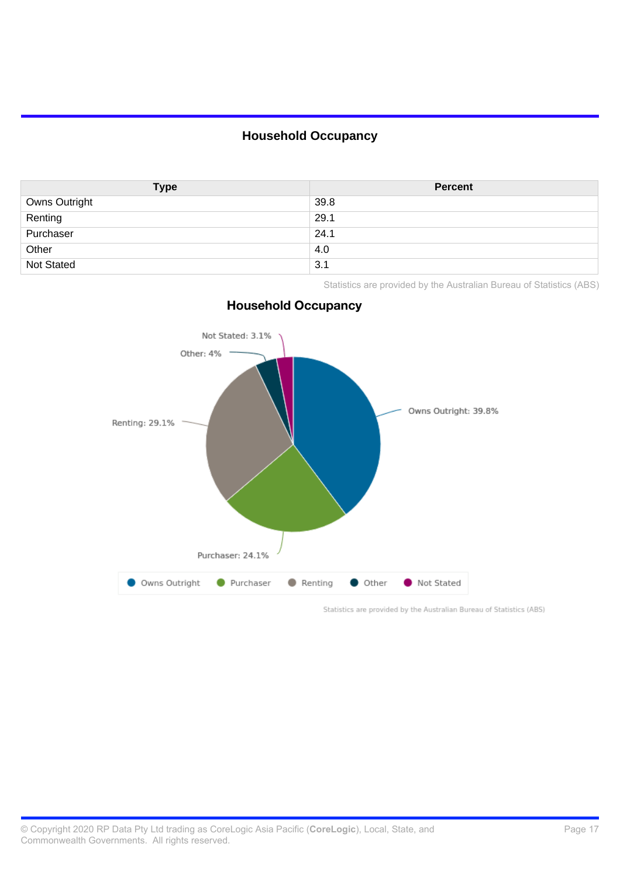## Household Occupancy

| Type | Percent |
|---|---|
| Owns Outright | 39.8 |
| Renting | 29.1 |
| Purchaser | 24.1 |
| Other | 4.0 |
| Not Stated | 3.1 |

Statistics are provided by the Australian Bureau of Statistics (ABS)

### Household Occupancy

Not Stated: 3.1%
Other: 4%
Renting: 29.1%
Owns Outright: 39.8%
Purchaser: 24.1%

Owns Outright Purchaser Renting Other Not Stated

Statistics are provided by the Australian Bureau of Statistics (ABS)

© Copyright 2020 RP Data Pty Ltd trading as CoreLogic Asia Pacific (**CoreLogic**), Local, State, and Commonwealth Governments. All rights reserved.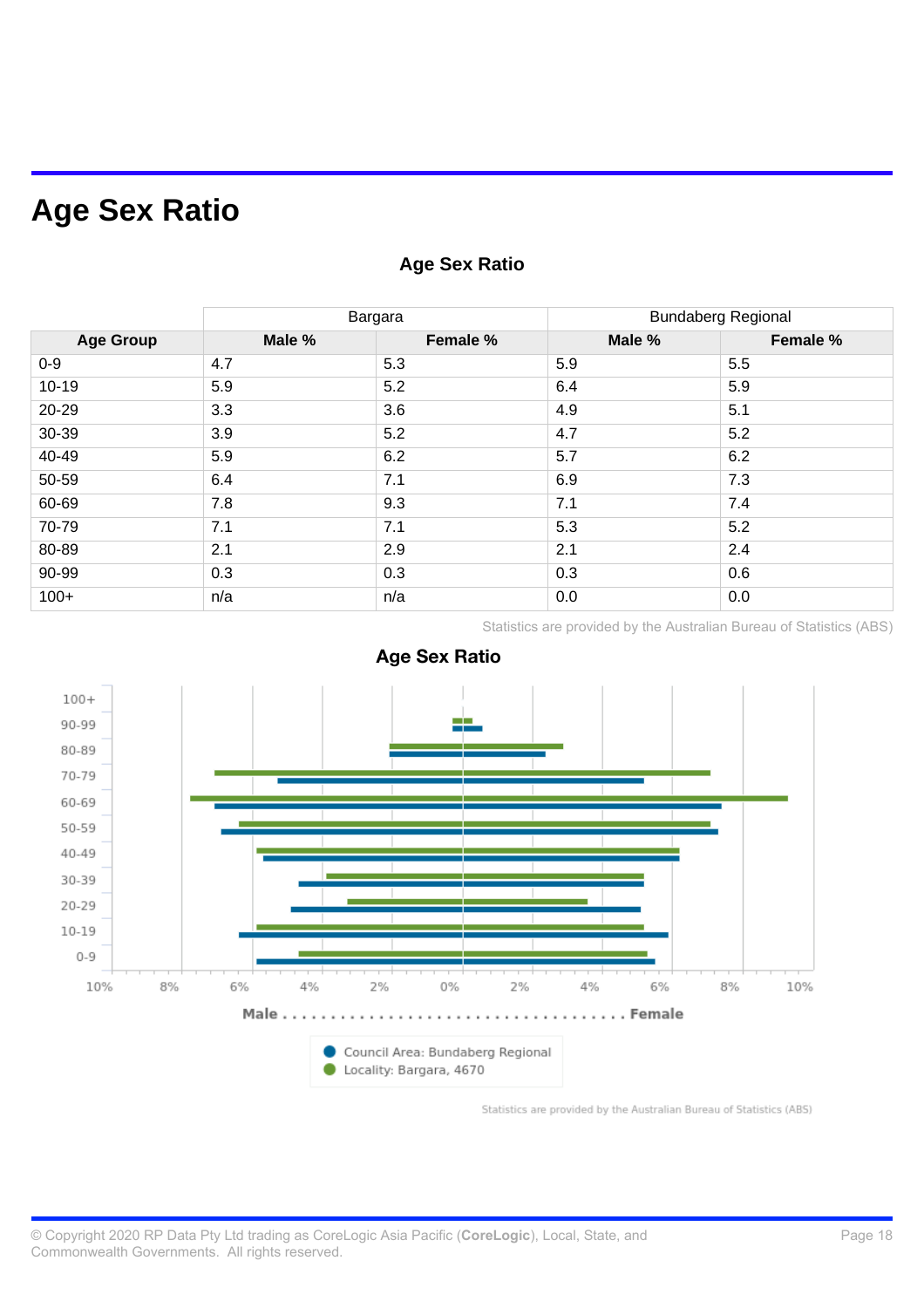# Age Sex Ratio

### Age Sex Ratio

| | Bargara | | Bundaberg Regional | |
|---|---|---|---|---|
| **Age Group** | **Male %** | **Female %** | **Male %** | **Female %** |
| 0-9 | 4.7 | 5.3 | 5.9 | 5.5 |
| 10-19 | 5.9 | 5.2 | 6.4 | 5.9 |
| 20-29 | 3.3 | 3.6 | 4.9 | 5.1 |
| 30-39 | 3.9 | 5.2 | 4.7 | 5.2 |
| 40-49 | 5.9 | 6.2 | 5.7 | 6.2 |
| 50-59 | 6.4 | 7.1 | 6.9 | 7.3 |
| 60-69 | 7.8 | 9.3 | 7.1 | 7.4 |
| 70-79 | 7.1 | 7.1 | 5.3 | 5.2 |
| 80-89 | 2.1 | 2.9 | 2.1 | 2.4 |
| 90-99 | 0.3 | 0.3 | 0.3 | 0.6 |
| 100+ | n/a | n/a | 0.0 | 0.0 |

Statistics are provided by the Australian Bureau of Statistics (ABS)

### Age Sex Ratio

100+
90-99
80-89
70-79
60-69
50-59
40-49
30-39
20-29
10-19
0-9

10% 8% 6% 4% 2% 0% 2% 4% 6% 8% 10%

Male . . . . . . . . . . . . . . . . . . . . . . . . . . . . . . . . . . . . . Female

Council Area: Bundaberg Regional
Locality: Bargara, 4670

Statistics are provided by the Australian Bureau of Statistics (ABS)

© Copyright 2020 RP Data Pty Ltd trading as CoreLogic Asia Pacific (**CoreLogic**), Local, State, and Commonwealth Governments. All rights reserved.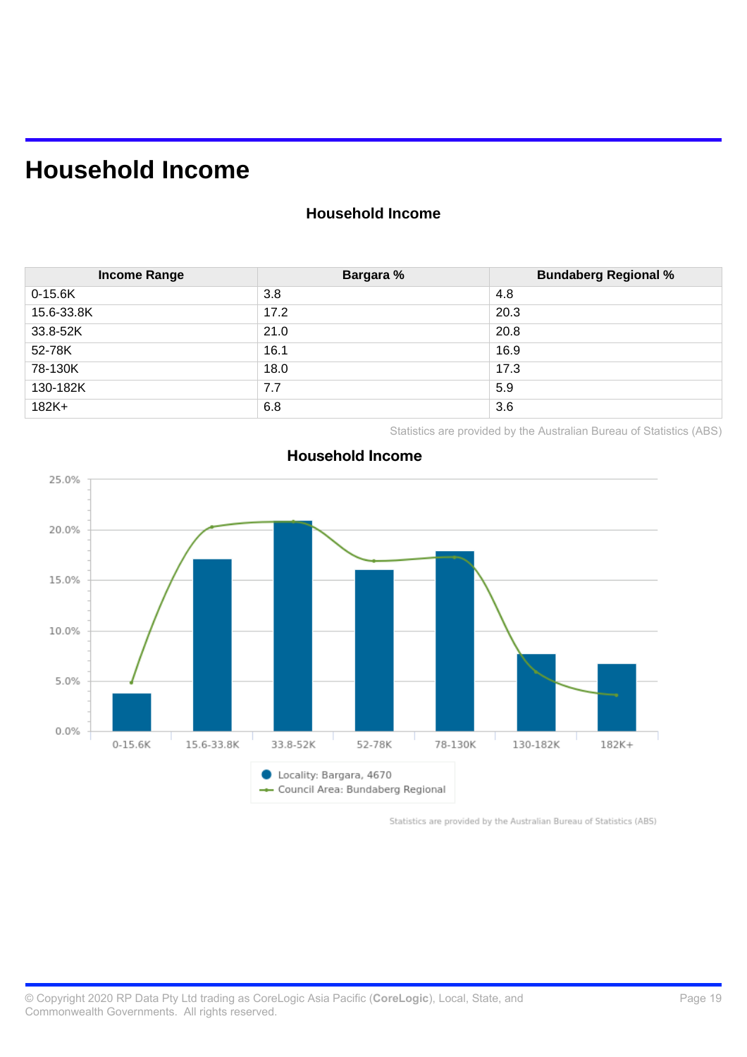# Household Income

### Household Income

| Income Range | Bargara % | Bundaberg Regional % |
|---|---|---|
| 0-15.6K | 3.8 | 4.8 |
| 15.6-33.8K | 17.2 | 20.3 |
| 33.8-52K | 21.0 | 20.8 |
| 52-78K | 16.1 | 16.9 |
| 78-130K | 18.0 | 17.3 |
| 130-182K | 7.7 | 5.9 |
| 182K+ | 6.8 | 3.6 |

Statistics are provided by the Australian Bureau of Statistics (ABS)

### Household Income

Legend: Locality: Bargara, 4670; Council Area: Bundaberg Regional

Statistics are provided by the Australian Bureau of Statistics (ABS)

© Copyright 2020 RP Data Pty Ltd trading as CoreLogic Asia Pacific (**CoreLogic**), Local, State, and Commonwealth Governments. All rights reserved.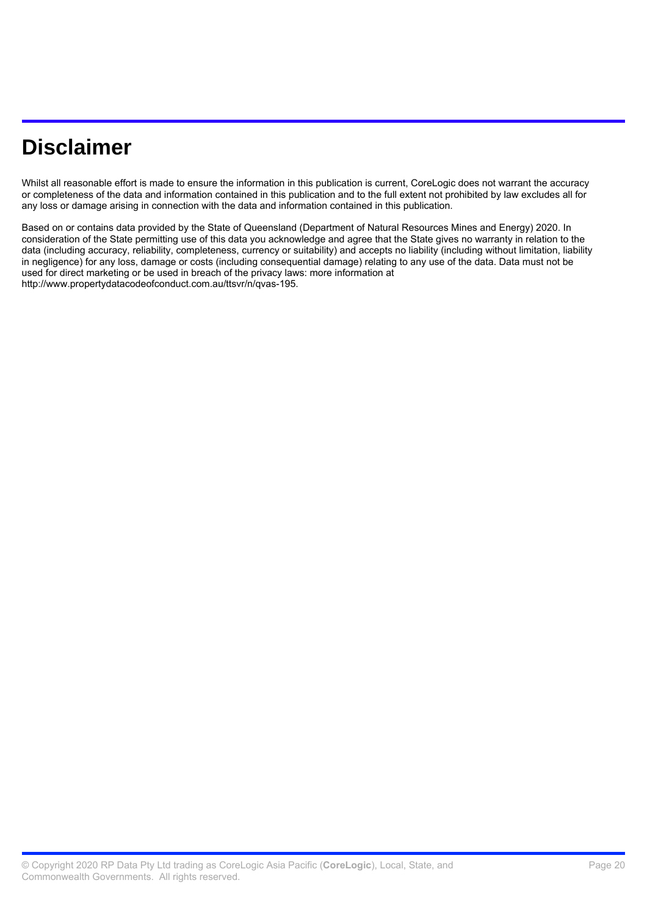# Disclaimer

Whilst all reasonable effort is made to ensure the information in this publication is current, CoreLogic does not warrant the accuracy or completeness of the data and information contained in this publication and to the full extent not prohibited by law excludes all for any loss or damage arising in connection with the data and information contained in this publication.

Based on or contains data provided by the State of Queensland (Department of Natural Resources Mines and Energy) 2020. In consideration of the State permitting use of this data you acknowledge and agree that the State gives no warranty in relation to the data (including accuracy, reliability, completeness, currency or suitability) and accepts no liability (including without limitation, liability in negligence) for any loss, damage or costs (including consequential damage) relating to any use of the data. Data must not be used for direct marketing or be used in breach of the privacy laws: more information at http://www.propertydatacodeofconduct.com.au/ttsvr/n/qvas-195.